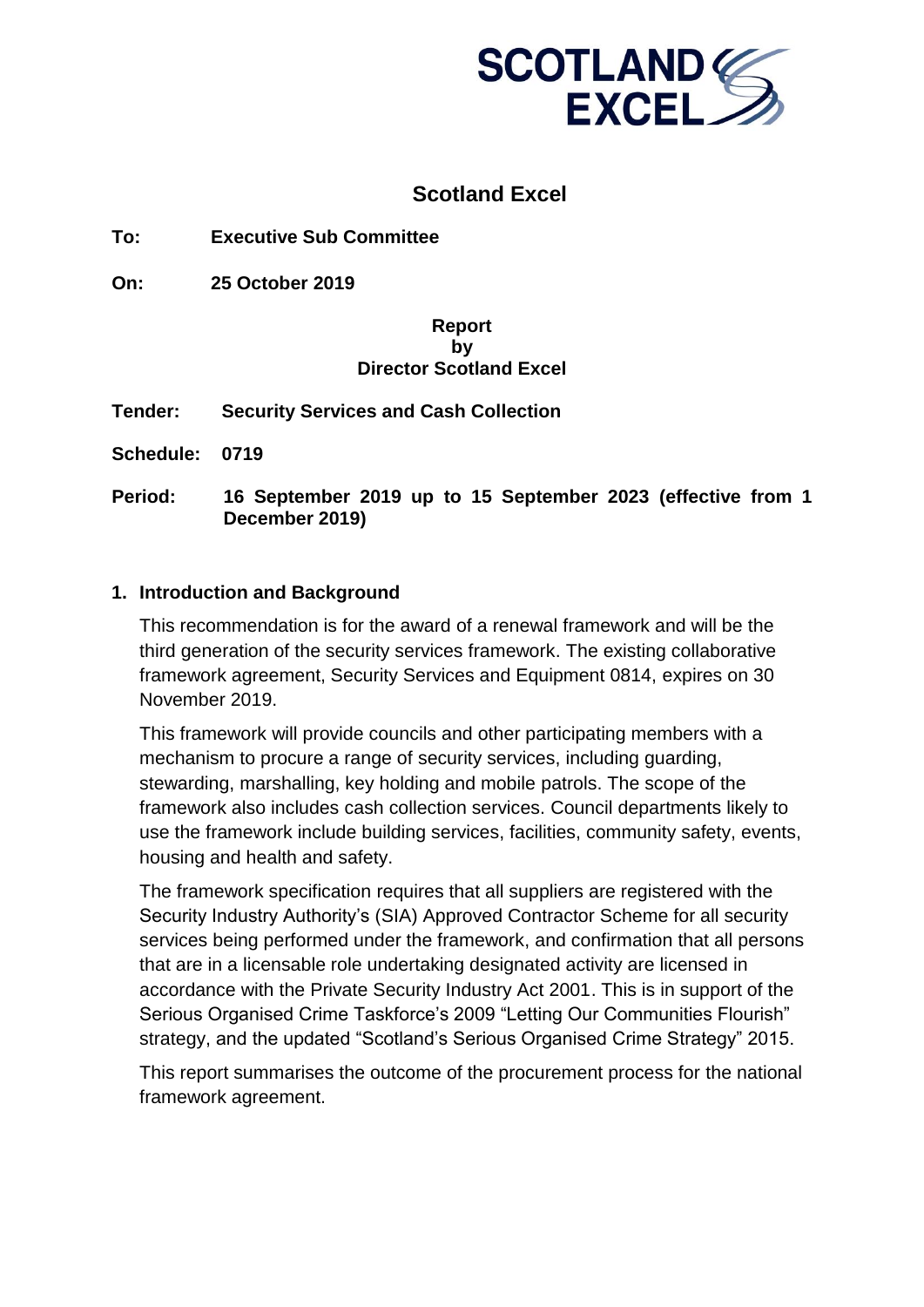# Scotland Excel

**To:** **Executive Sub Committee**

**On:** **25 October 2019**

**Report**
**by**
**Director Scotland Excel**

**Tender:** **Security Services and Cash Collection**

**Schedule:** **0719**

**Period:** **16 September 2019 up to 15 September 2023 (effective from 1 December 2019)**

## 1. Introduction and Background

This recommendation is for the award of a renewal framework and will be the third generation of the security services framework. The existing collaborative framework agreement, Security Services and Equipment 0814, expires on 30 November 2019.

This framework will provide councils and other participating members with a mechanism to procure a range of security services, including guarding, stewarding, marshalling, key holding and mobile patrols. The scope of the framework also includes cash collection services. Council departments likely to use the framework include building services, facilities, community safety, events, housing and health and safety.

The framework specification requires that all suppliers are registered with the Security Industry Authority's (SIA) Approved Contractor Scheme for all security services being performed under the framework, and confirmation that all persons that are in a licensable role undertaking designated activity are licensed in accordance with the Private Security Industry Act 2001. This is in support of the Serious Organised Crime Taskforce's 2009 "Letting Our Communities Flourish" strategy, and the updated "Scotland's Serious Organised Crime Strategy" 2015.

This report summarises the outcome of the procurement process for the national framework agreement.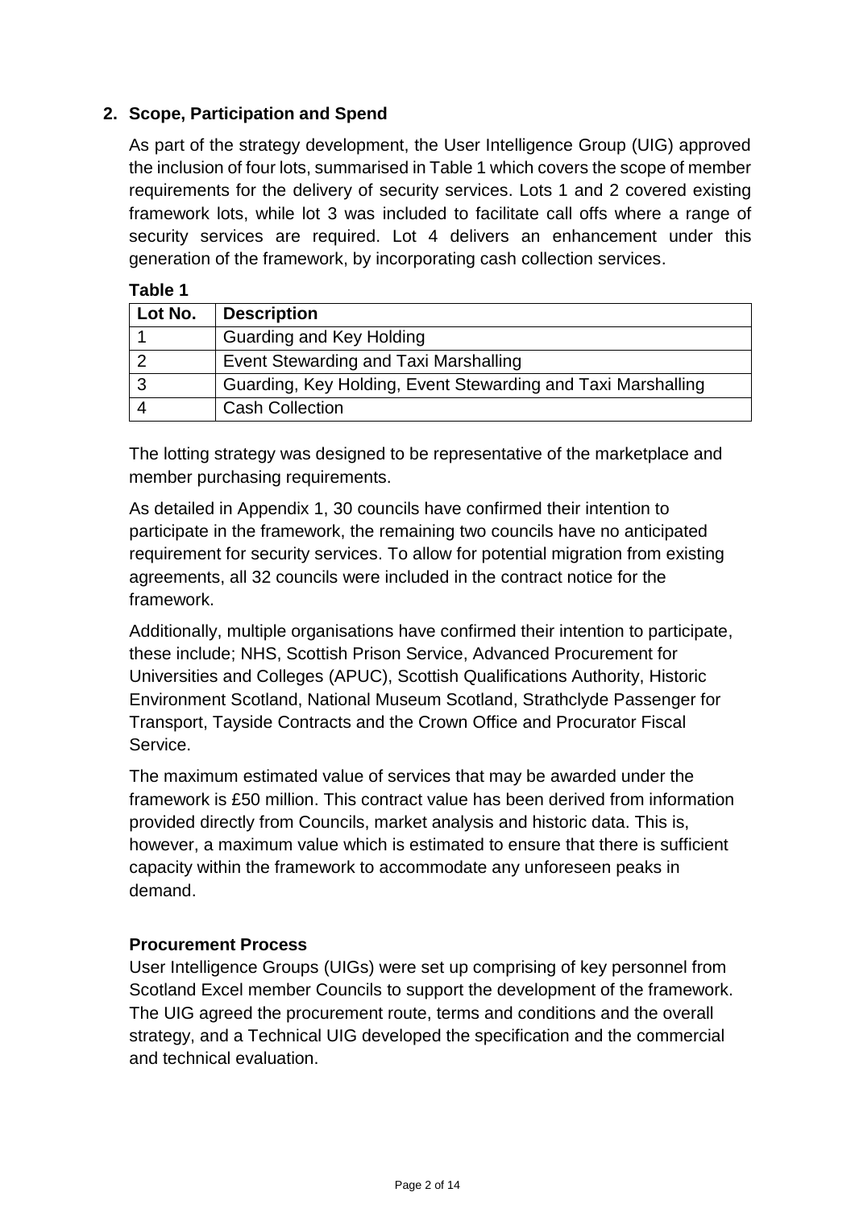## 2. Scope, Participation and Spend

As part of the strategy development, the User Intelligence Group (UIG) approved the inclusion of four lots, summarised in Table 1 which covers the scope of member requirements for the delivery of security services. Lots 1 and 2 covered existing framework lots, while lot 3 was included to facilitate call offs where a range of security services are required. Lot 4 delivers an enhancement under this generation of the framework, by incorporating cash collection services.

**Table 1**

| Lot No. | Description |
| --- | --- |
| 1 | Guarding and Key Holding |
| 2 | Event Stewarding and Taxi Marshalling |
| 3 | Guarding, Key Holding, Event Stewarding and Taxi Marshalling |
| 4 | Cash Collection |

The lotting strategy was designed to be representative of the marketplace and member purchasing requirements.

As detailed in Appendix 1, 30 councils have confirmed their intention to participate in the framework, the remaining two councils have no anticipated requirement for security services. To allow for potential migration from existing agreements, all 32 councils were included in the contract notice for the framework.

Additionally, multiple organisations have confirmed their intention to participate, these include; NHS, Scottish Prison Service, Advanced Procurement for Universities and Colleges (APUC), Scottish Qualifications Authority, Historic Environment Scotland, National Museum Scotland, Strathclyde Passenger for Transport, Tayside Contracts and the Crown Office and Procurator Fiscal Service.

The maximum estimated value of services that may be awarded under the framework is £50 million. This contract value has been derived from information provided directly from Councils, market analysis and historic data. This is, however, a maximum value which is estimated to ensure that there is sufficient capacity within the framework to accommodate any unforeseen peaks in demand.

### Procurement Process

User Intelligence Groups (UIGs) were set up comprising of key personnel from Scotland Excel member Councils to support the development of the framework. The UIG agreed the procurement route, terms and conditions and the overall strategy, and a Technical UIG developed the specification and the commercial and technical evaluation.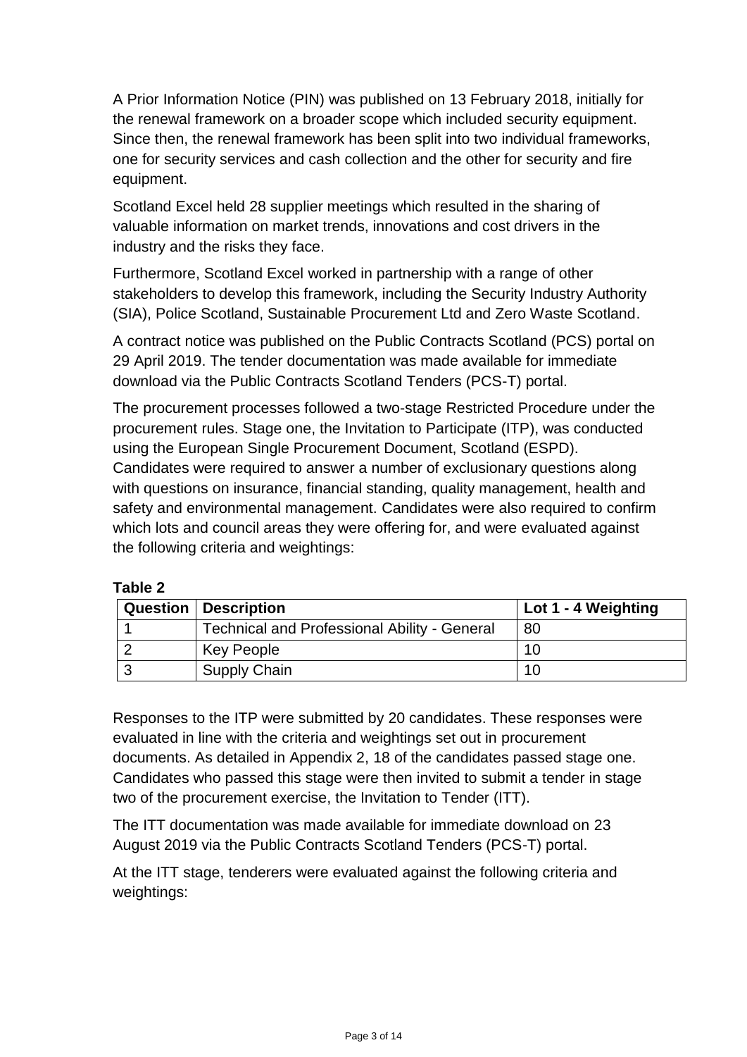A Prior Information Notice (PIN) was published on 13 February 2018, initially for the renewal framework on a broader scope which included security equipment. Since then, the renewal framework has been split into two individual frameworks, one for security services and cash collection and the other for security and fire equipment.

Scotland Excel held 28 supplier meetings which resulted in the sharing of valuable information on market trends, innovations and cost drivers in the industry and the risks they face.

Furthermore, Scotland Excel worked in partnership with a range of other stakeholders to develop this framework, including the Security Industry Authority (SIA), Police Scotland, Sustainable Procurement Ltd and Zero Waste Scotland.

A contract notice was published on the Public Contracts Scotland (PCS) portal on 29 April 2019. The tender documentation was made available for immediate download via the Public Contracts Scotland Tenders (PCS-T) portal.

The procurement processes followed a two-stage Restricted Procedure under the procurement rules. Stage one, the Invitation to Participate (ITP), was conducted using the European Single Procurement Document, Scotland (ESPD). Candidates were required to answer a number of exclusionary questions along with questions on insurance, financial standing, quality management, health and safety and environmental management. Candidates were also required to confirm which lots and council areas they were offering for, and were evaluated against the following criteria and weightings:

**Table 2**

| Question | Description | Lot 1 - 4 Weighting |
|---|---|---|
| 1 | Technical and Professional Ability - General | 80 |
| 2 | Key People | 10 |
| 3 | Supply Chain | 10 |

Responses to the ITP were submitted by 20 candidates. These responses were evaluated in line with the criteria and weightings set out in procurement documents. As detailed in Appendix 2, 18 of the candidates passed stage one. Candidates who passed this stage were then invited to submit a tender in stage two of the procurement exercise, the Invitation to Tender (ITT).

The ITT documentation was made available for immediate download on 23 August 2019 via the Public Contracts Scotland Tenders (PCS-T) portal.

At the ITT stage, tenderers were evaluated against the following criteria and weightings: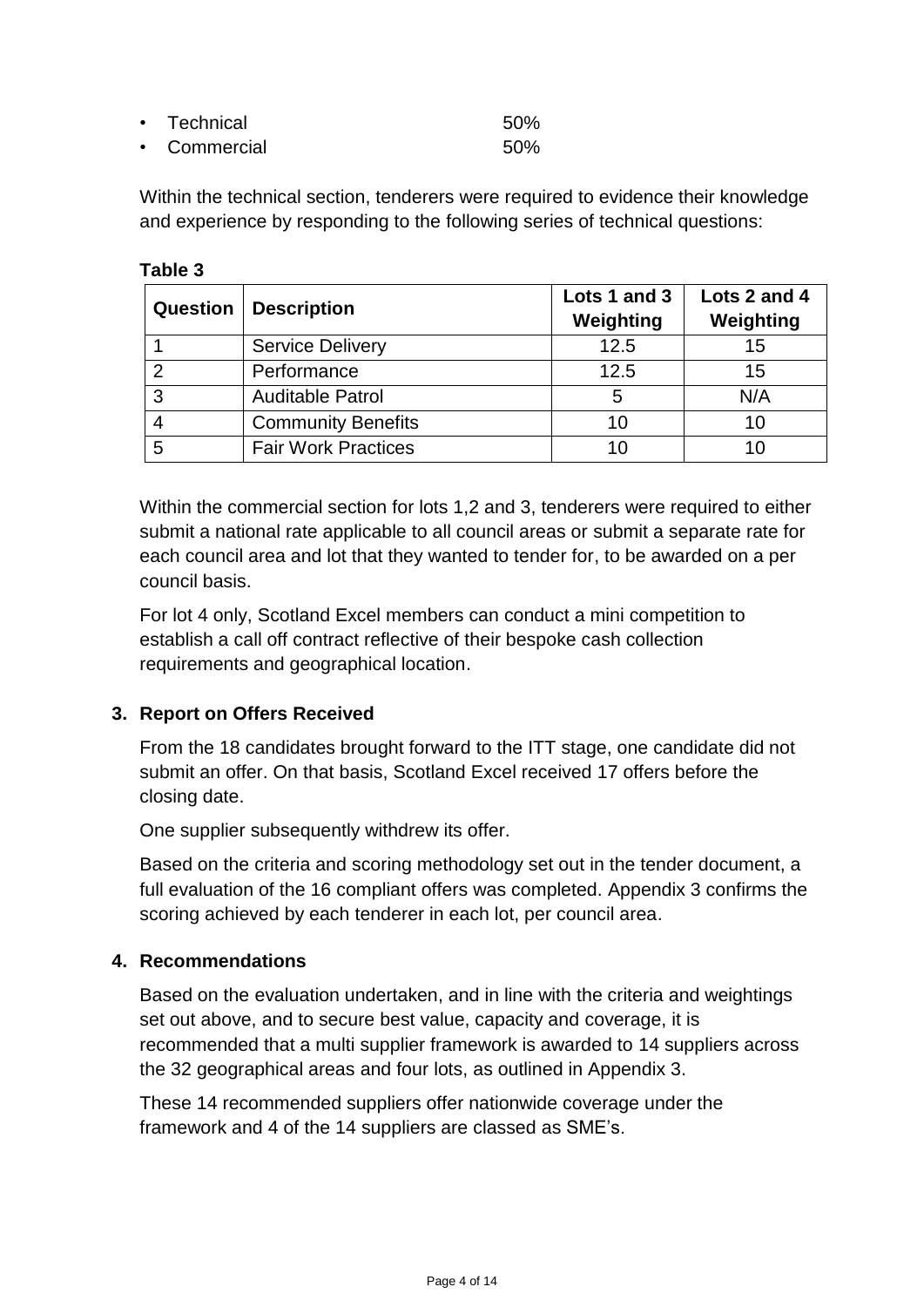- Technical 50%
- Commercial 50%

Within the technical section, tenderers were required to evidence their knowledge and experience by responding to the following series of technical questions:

**Table 3**

| Question | Description | Lots 1 and 3 Weighting | Lots 2 and 4 Weighting |
|---|---|---|---|
| 1 | Service Delivery | 12.5 | 15 |
| 2 | Performance | 12.5 | 15 |
| 3 | Auditable Patrol | 5 | N/A |
| 4 | Community Benefits | 10 | 10 |
| 5 | Fair Work Practices | 10 | 10 |

Within the commercial section for lots 1,2 and 3, tenderers were required to either submit a national rate applicable to all council areas or submit a separate rate for each council area and lot that they wanted to tender for, to be awarded on a per council basis.

For lot 4 only, Scotland Excel members can conduct a mini competition to establish a call off contract reflective of their bespoke cash collection requirements and geographical location.

## 3. Report on Offers Received

From the 18 candidates brought forward to the ITT stage, one candidate did not submit an offer. On that basis, Scotland Excel received 17 offers before the closing date.

One supplier subsequently withdrew its offer.

Based on the criteria and scoring methodology set out in the tender document, a full evaluation of the 16 compliant offers was completed. Appendix 3 confirms the scoring achieved by each tenderer in each lot, per council area.

## 4. Recommendations

Based on the evaluation undertaken, and in line with the criteria and weightings set out above, and to secure best value, capacity and coverage, it is recommended that a multi supplier framework is awarded to 14 suppliers across the 32 geographical areas and four lots, as outlined in Appendix 3.

These 14 recommended suppliers offer nationwide coverage under the framework and 4 of the 14 suppliers are classed as SME's.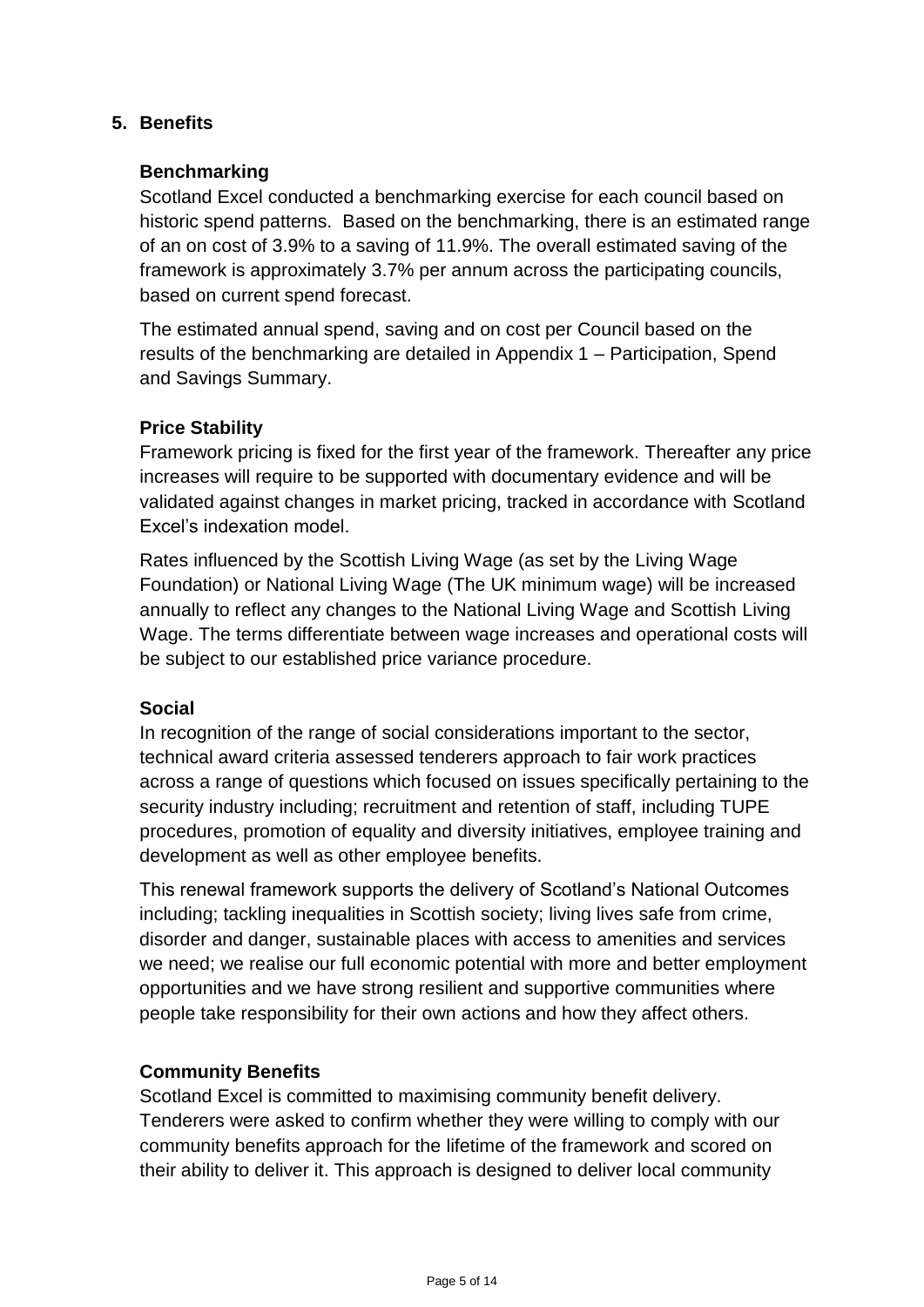## 5. Benefits

### Benchmarking

Scotland Excel conducted a benchmarking exercise for each council based on historic spend patterns. Based on the benchmarking, there is an estimated range of an on cost of 3.9% to a saving of 11.9%. The overall estimated saving of the framework is approximately 3.7% per annum across the participating councils, based on current spend forecast.

The estimated annual spend, saving and on cost per Council based on the results of the benchmarking are detailed in Appendix 1 – Participation, Spend and Savings Summary.

### Price Stability

Framework pricing is fixed for the first year of the framework. Thereafter any price increases will require to be supported with documentary evidence and will be validated against changes in market pricing, tracked in accordance with Scotland Excel's indexation model.

Rates influenced by the Scottish Living Wage (as set by the Living Wage Foundation) or National Living Wage (The UK minimum wage) will be increased annually to reflect any changes to the National Living Wage and Scottish Living Wage. The terms differentiate between wage increases and operational costs will be subject to our established price variance procedure.

### Social

In recognition of the range of social considerations important to the sector, technical award criteria assessed tenderers approach to fair work practices across a range of questions which focused on issues specifically pertaining to the security industry including; recruitment and retention of staff, including TUPE procedures, promotion of equality and diversity initiatives, employee training and development as well as other employee benefits.

This renewal framework supports the delivery of Scotland's National Outcomes including; tackling inequalities in Scottish society; living lives safe from crime, disorder and danger, sustainable places with access to amenities and services we need; we realise our full economic potential with more and better employment opportunities and we have strong resilient and supportive communities where people take responsibility for their own actions and how they affect others.

### Community Benefits

Scotland Excel is committed to maximising community benefit delivery. Tenderers were asked to confirm whether they were willing to comply with our community benefits approach for the lifetime of the framework and scored on their ability to deliver it. This approach is designed to deliver local community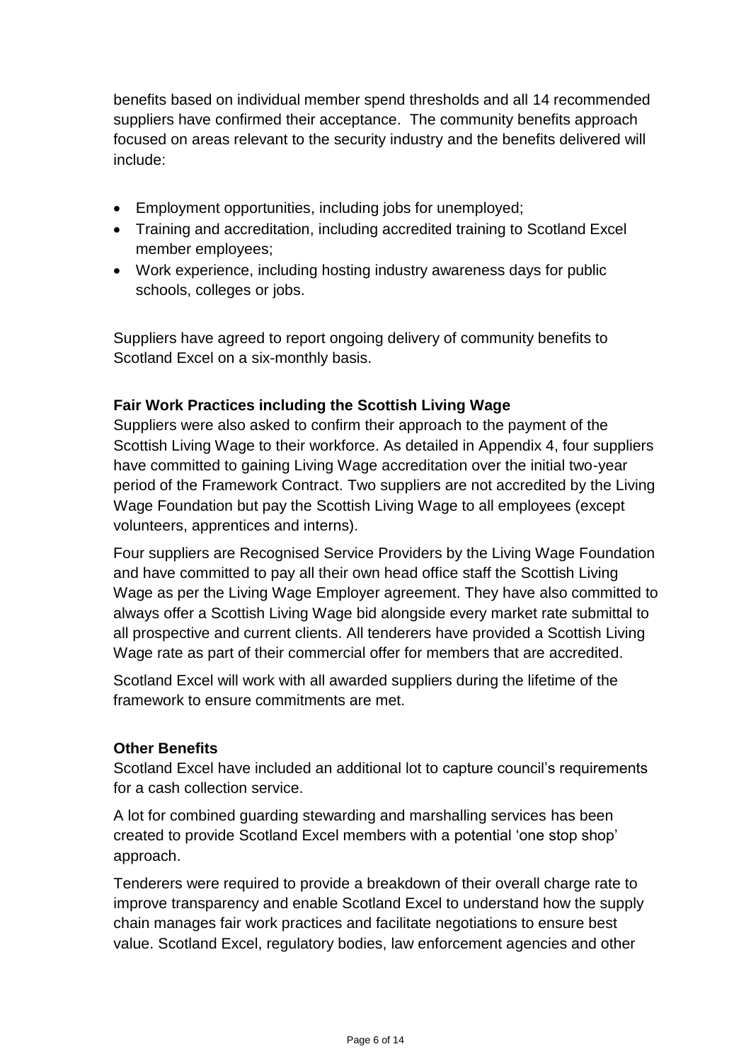benefits based on individual member spend thresholds and all 14 recommended suppliers have confirmed their acceptance. The community benefits approach focused on areas relevant to the security industry and the benefits delivered will include:

- Employment opportunities, including jobs for unemployed;
- Training and accreditation, including accredited training to Scotland Excel member employees;
- Work experience, including hosting industry awareness days for public schools, colleges or jobs.

Suppliers have agreed to report ongoing delivery of community benefits to Scotland Excel on a six-monthly basis.

**Fair Work Practices including the Scottish Living Wage**

Suppliers were also asked to confirm their approach to the payment of the Scottish Living Wage to their workforce. As detailed in Appendix 4, four suppliers have committed to gaining Living Wage accreditation over the initial two-year period of the Framework Contract. Two suppliers are not accredited by the Living Wage Foundation but pay the Scottish Living Wage to all employees (except volunteers, apprentices and interns).

Four suppliers are Recognised Service Providers by the Living Wage Foundation and have committed to pay all their own head office staff the Scottish Living Wage as per the Living Wage Employer agreement. They have also committed to always offer a Scottish Living Wage bid alongside every market rate submittal to all prospective and current clients. All tenderers have provided a Scottish Living Wage rate as part of their commercial offer for members that are accredited.

Scotland Excel will work with all awarded suppliers during the lifetime of the framework to ensure commitments are met.

**Other Benefits**

Scotland Excel have included an additional lot to capture council's requirements for a cash collection service.

A lot for combined guarding stewarding and marshalling services has been created to provide Scotland Excel members with a potential 'one stop shop' approach.

Tenderers were required to provide a breakdown of their overall charge rate to improve transparency and enable Scotland Excel to understand how the supply chain manages fair work practices and facilitate negotiations to ensure best value. Scotland Excel, regulatory bodies, law enforcement agencies and other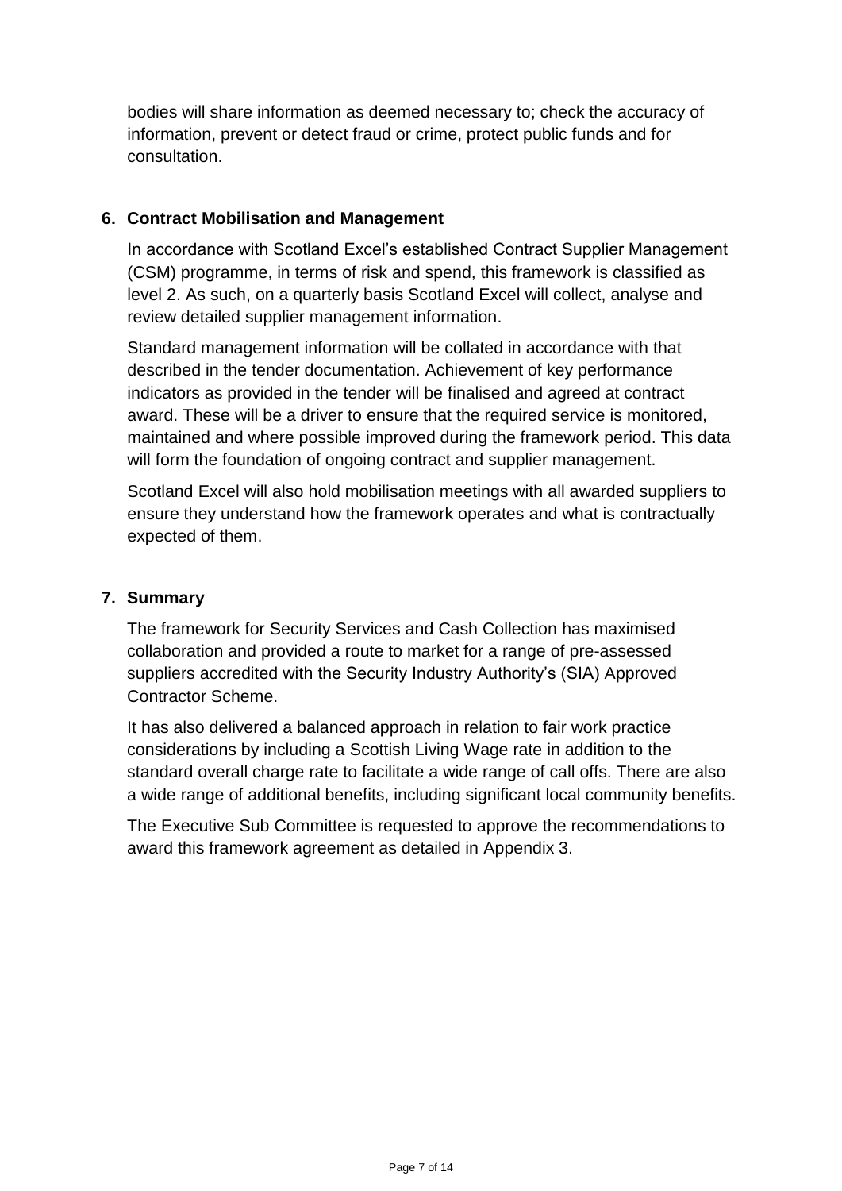bodies will share information as deemed necessary to; check the accuracy of information, prevent or detect fraud or crime, protect public funds and for consultation.

## 6. Contract Mobilisation and Management

In accordance with Scotland Excel's established Contract Supplier Management (CSM) programme, in terms of risk and spend, this framework is classified as level 2. As such, on a quarterly basis Scotland Excel will collect, analyse and review detailed supplier management information.

Standard management information will be collated in accordance with that described in the tender documentation. Achievement of key performance indicators as provided in the tender will be finalised and agreed at contract award. These will be a driver to ensure that the required service is monitored, maintained and where possible improved during the framework period. This data will form the foundation of ongoing contract and supplier management.

Scotland Excel will also hold mobilisation meetings with all awarded suppliers to ensure they understand how the framework operates and what is contractually expected of them.

## 7. Summary

The framework for Security Services and Cash Collection has maximised collaboration and provided a route to market for a range of pre-assessed suppliers accredited with the Security Industry Authority's (SIA) Approved Contractor Scheme.

It has also delivered a balanced approach in relation to fair work practice considerations by including a Scottish Living Wage rate in addition to the standard overall charge rate to facilitate a wide range of call offs. There are also a wide range of additional benefits, including significant local community benefits.

The Executive Sub Committee is requested to approve the recommendations to award this framework agreement as detailed in Appendix 3.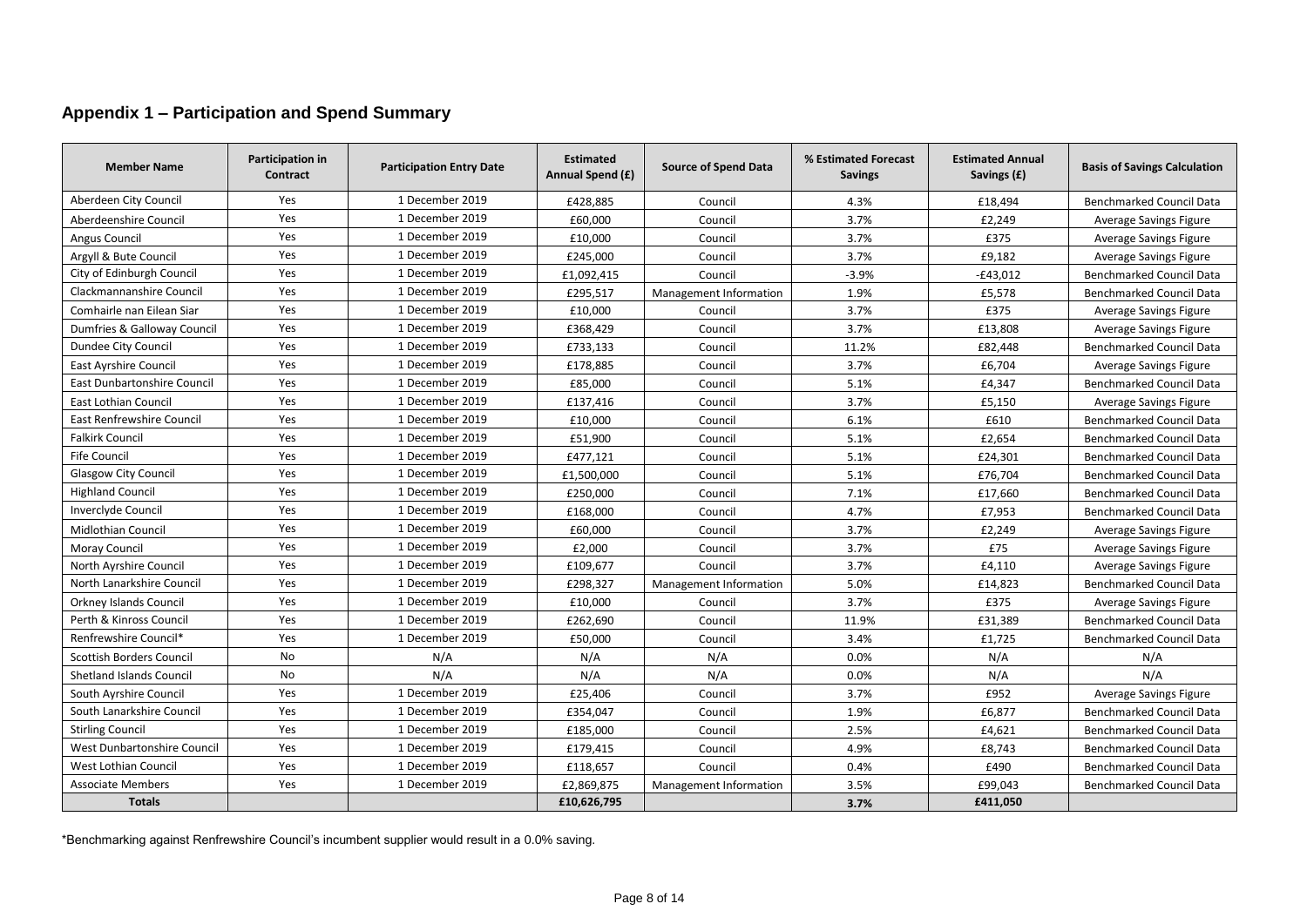## Appendix 1 – Participation and Spend Summary

| Member Name | Participation in Contract | Participation Entry Date | Estimated Annual Spend (£) | Source of Spend Data | % Estimated Forecast Savings | Estimated Annual Savings (£) | Basis of Savings Calculation |
|---|---|---|---|---|---|---|---|
| Aberdeen City Council | Yes | 1 December 2019 | £428,885 | Council | 4.3% | £18,494 | Benchmarked Council Data |
| Aberdeenshire Council | Yes | 1 December 2019 | £60,000 | Council | 3.7% | £2,249 | Average Savings Figure |
| Angus Council | Yes | 1 December 2019 | £10,000 | Council | 3.7% | £375 | Average Savings Figure |
| Argyll & Bute Council | Yes | 1 December 2019 | £245,000 | Council | 3.7% | £9,182 | Average Savings Figure |
| City of Edinburgh Council | Yes | 1 December 2019 | £1,092,415 | Council | -3.9% | -£43,012 | Benchmarked Council Data |
| Clackmannanshire Council | Yes | 1 December 2019 | £295,517 | Management Information | 1.9% | £5,578 | Benchmarked Council Data |
| Comhairle nan Eilean Siar | Yes | 1 December 2019 | £10,000 | Council | 3.7% | £375 | Average Savings Figure |
| Dumfries & Galloway Council | Yes | 1 December 2019 | £368,429 | Council | 3.7% | £13,808 | Average Savings Figure |
| Dundee City Council | Yes | 1 December 2019 | £733,133 | Council | 11.2% | £82,448 | Benchmarked Council Data |
| East Ayrshire Council | Yes | 1 December 2019 | £178,885 | Council | 3.7% | £6,704 | Average Savings Figure |
| East Dunbartonshire Council | Yes | 1 December 2019 | £85,000 | Council | 5.1% | £4,347 | Benchmarked Council Data |
| East Lothian Council | Yes | 1 December 2019 | £137,416 | Council | 3.7% | £5,150 | Average Savings Figure |
| East Renfrewshire Council | Yes | 1 December 2019 | £10,000 | Council | 6.1% | £610 | Benchmarked Council Data |
| Falkirk Council | Yes | 1 December 2019 | £51,900 | Council | 5.1% | £2,654 | Benchmarked Council Data |
| Fife Council | Yes | 1 December 2019 | £477,121 | Council | 5.1% | £24,301 | Benchmarked Council Data |
| Glasgow City Council | Yes | 1 December 2019 | £1,500,000 | Council | 5.1% | £76,704 | Benchmarked Council Data |
| Highland Council | Yes | 1 December 2019 | £250,000 | Council | 7.1% | £17,660 | Benchmarked Council Data |
| Inverclyde Council | Yes | 1 December 2019 | £168,000 | Council | 4.7% | £7,953 | Benchmarked Council Data |
| Midlothian Council | Yes | 1 December 2019 | £60,000 | Council | 3.7% | £2,249 | Average Savings Figure |
| Moray Council | Yes | 1 December 2019 | £2,000 | Council | 3.7% | £75 | Average Savings Figure |
| North Ayrshire Council | Yes | 1 December 2019 | £109,677 | Council | 3.7% | £4,110 | Average Savings Figure |
| North Lanarkshire Council | Yes | 1 December 2019 | £298,327 | Management Information | 5.0% | £14,823 | Benchmarked Council Data |
| Orkney Islands Council | Yes | 1 December 2019 | £10,000 | Council | 3.7% | £375 | Average Savings Figure |
| Perth & Kinross Council | Yes | 1 December 2019 | £262,690 | Council | 11.9% | £31,389 | Benchmarked Council Data |
| Renfrewshire Council* | Yes | 1 December 2019 | £50,000 | Council | 3.4% | £1,725 | Benchmarked Council Data |
| Scottish Borders Council | No | N/A | N/A | N/A | 0.0% | N/A | N/A |
| Shetland Islands Council | No | N/A | N/A | N/A | 0.0% | N/A | N/A |
| South Ayrshire Council | Yes | 1 December 2019 | £25,406 | Council | 3.7% | £952 | Average Savings Figure |
| South Lanarkshire Council | Yes | 1 December 2019 | £354,047 | Council | 1.9% | £6,877 | Benchmarked Council Data |
| Stirling Council | Yes | 1 December 2019 | £185,000 | Council | 2.5% | £4,621 | Benchmarked Council Data |
| West Dunbartonshire Council | Yes | 1 December 2019 | £179,415 | Council | 4.9% | £8,743 | Benchmarked Council Data |
| West Lothian Council | Yes | 1 December 2019 | £118,657 | Council | 0.4% | £490 | Benchmarked Council Data |
| Associate Members | Yes | 1 December 2019 | £2,869,875 | Management Information | 3.5% | £99,043 | Benchmarked Council Data |
| **Totals** | | | **£10,626,795** | | **3.7%** | **£411,050** | |

*Benchmarking against Renfrewshire Council's incumbent supplier would result in a 0.0% saving.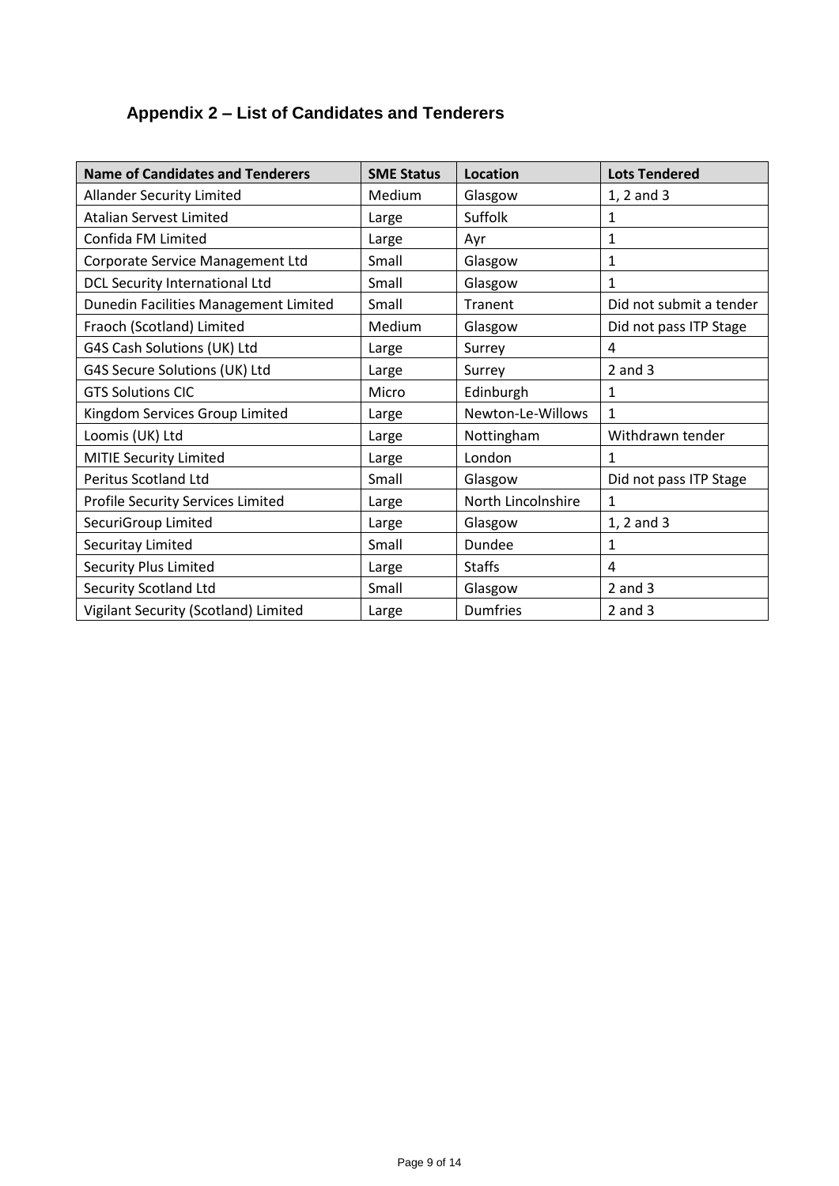## Appendix 2 – List of Candidates and Tenderers

| Name of Candidates and Tenderers | SME Status | Location | Lots Tendered |
|---|---|---|---|
| Allander Security Limited | Medium | Glasgow | 1, 2 and 3 |
| Atalian Servest Limited | Large | Suffolk | 1 |
| Confida FM Limited | Large | Ayr | 1 |
| Corporate Service Management Ltd | Small | Glasgow | 1 |
| DCL Security International Ltd | Small | Glasgow | 1 |
| Dunedin Facilities Management Limited | Small | Tranent | Did not submit a tender |
| Fraoch (Scotland) Limited | Medium | Glasgow | Did not pass ITP Stage |
| G4S Cash Solutions (UK) Ltd | Large | Surrey | 4 |
| G4S Secure Solutions (UK) Ltd | Large | Surrey | 2 and 3 |
| GTS Solutions CIC | Micro | Edinburgh | 1 |
| Kingdom Services Group Limited | Large | Newton-Le-Willows | 1 |
| Loomis (UK) Ltd | Large | Nottingham | Withdrawn tender |
| MITIE Security Limited | Large | London | 1 |
| Peritus Scotland Ltd | Small | Glasgow | Did not pass ITP Stage |
| Profile Security Services Limited | Large | North Lincolnshire | 1 |
| SecuriGroup Limited | Large | Glasgow | 1, 2 and 3 |
| Securitay Limited | Small | Dundee | 1 |
| Security Plus Limited | Large | Staffs | 4 |
| Security Scotland Ltd | Small | Glasgow | 2 and 3 |
| Vigilant Security (Scotland) Limited | Large | Dumfries | 2 and 3 |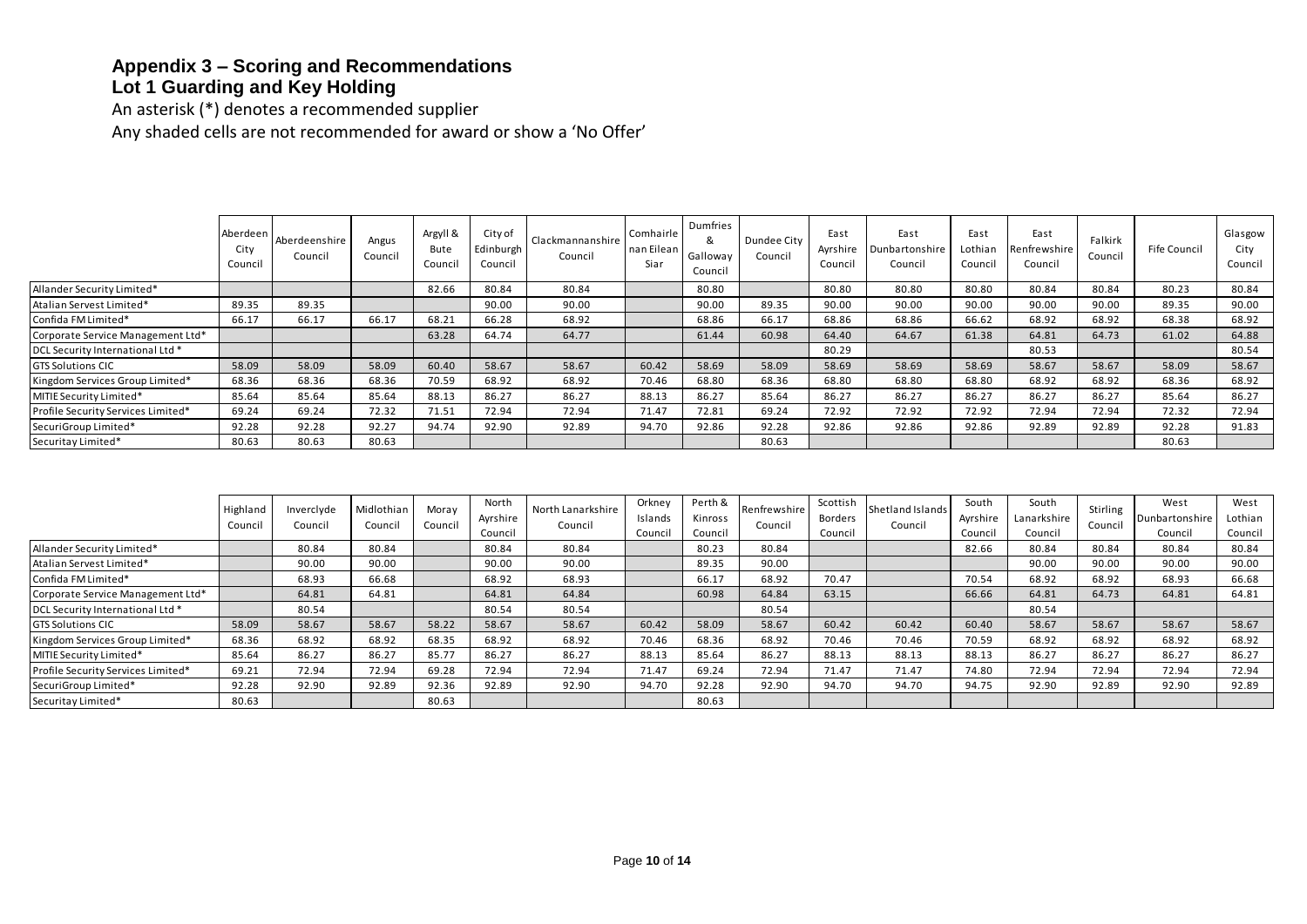# Appendix 3 – Scoring and Recommendations

## Lot 1 Guarding and Key Holding

An asterisk (*) denotes a recommended supplier

Any shaded cells are not recommended for award or show a 'No Offer'

| | Aberdeen City Council | Aberdeenshire Council | Angus Council | Argyll & Bute Council | City of Edinburgh Council | Clackmannanshire Council | Comhairle nan Eilean Siar | Dumfries & Galloway Council | Dundee City Council | East Ayrshire Council | East Dunbartonshire Council | East Lothian Council | East Renfrewshire Council | Falkirk Council | Fife Council | Glasgow City Council |
|---|---|---|---|---|---|---|---|---|---|---|---|---|---|---|---|---|
| Allander Security Limited* | | | | 82.66 | 80.84 | 80.84 | | 80.80 | | 80.80 | 80.80 | 80.80 | 80.84 | 80.84 | 80.23 | 80.84 |
| Atalian Servest Limited* | 89.35 | 89.35 | | | 90.00 | 90.00 | | 90.00 | 89.35 | 90.00 | 90.00 | 90.00 | 90.00 | 90.00 | 89.35 | 90.00 |
| Confida FM Limited* | 66.17 | 66.17 | 66.17 | 68.21 | 66.28 | 68.92 | | 68.86 | 66.17 | 68.86 | 68.86 | 66.62 | 68.92 | 68.92 | 68.38 | 68.92 |
| Corporate Service Management Ltd* | | | | 63.28 | 64.74 | 64.77 | | 61.44 | 60.98 | 64.40 | 64.67 | 61.38 | 64.81 | 64.73 | 61.02 | 64.88 |
| DCL Security International Ltd * | | | | | | | | | | 80.29 | | | 80.53 | | | 80.54 |
| GTS Solutions CIC | 58.09 | 58.09 | 58.09 | 60.40 | 58.67 | 58.67 | 60.42 | 58.69 | 58.09 | 58.69 | 58.69 | 58.69 | 58.67 | 58.67 | 58.09 | 58.67 |
| Kingdom Services Group Limited* | 68.36 | 68.36 | 68.36 | 70.59 | 68.92 | 68.92 | 70.46 | 68.80 | 68.36 | 68.80 | 68.80 | 68.80 | 68.92 | 68.92 | 68.36 | 68.92 |
| MITIE Security Limited* | 85.64 | 85.64 | 85.64 | 88.13 | 86.27 | 86.27 | 88.13 | 86.27 | 85.64 | 86.27 | 86.27 | 86.27 | 86.27 | 86.27 | 85.64 | 86.27 |
| Profile Security Services Limited* | 69.24 | 69.24 | 72.32 | 71.51 | 72.94 | 72.94 | 71.47 | 72.81 | 69.24 | 72.92 | 72.92 | 72.92 | 72.94 | 72.94 | 72.32 | 72.94 |
| SecuriGroup Limited* | 92.28 | 92.28 | 92.27 | 94.74 | 92.90 | 92.89 | 94.70 | 92.86 | 92.28 | 92.86 | 92.86 | 92.86 | 92.89 | 92.89 | 92.28 | 91.83 |
| Securitay Limited* | 80.63 | 80.63 | 80.63 | | | | | | 80.63 | | | | | | 80.63 | |

| | Highland Council | Inverclyde Council | Midlothian Council | Moray Council | North Ayrshire Council | North Lanarkshire Council | Orkney Islands Council | Perth & Kinross Council | Renfrewshire Council | Scottish Borders Council | Shetland Islands Council | South Ayrshire Council | South Lanarkshire Council | Stirling Council | West Dunbartonshire Council | West Lothian Council |
|---|---|---|---|---|---|---|---|---|---|---|---|---|---|---|---|---|
| Allander Security Limited* | | 80.84 | 80.84 | | 80.84 | 80.84 | | 80.23 | 80.84 | | | 82.66 | 80.84 | 80.84 | 80.84 | 80.84 |
| Atalian Servest Limited* | | 90.00 | 90.00 | | 90.00 | 90.00 | | 89.35 | 90.00 | | | | 90.00 | 90.00 | 90.00 | 90.00 |
| Confida FM Limited* | | 68.93 | 66.68 | | 68.92 | 68.93 | | 66.17 | 68.92 | 70.47 | | 70.54 | 68.92 | 68.92 | 68.93 | 66.68 |
| Corporate Service Management Ltd* | | 64.81 | 64.81 | | 64.81 | 64.84 | | 60.98 | 64.84 | 63.15 | | 66.66 | 64.81 | 64.73 | 64.81 | 64.81 |
| DCL Security International Ltd * | | 80.54 | | | 80.54 | 80.54 | | | 80.54 | | | | 80.54 | | | |
| GTS Solutions CIC | 58.09 | 58.67 | 58.67 | 58.22 | 58.67 | 58.67 | 60.42 | 58.09 | 58.67 | 60.42 | 60.42 | 60.40 | 58.67 | 58.67 | 58.67 | 58.67 |
| Kingdom Services Group Limited* | 68.36 | 68.92 | 68.92 | 68.35 | 68.92 | 68.92 | 70.46 | 68.36 | 68.92 | 70.46 | 70.46 | 70.59 | 68.92 | 68.92 | 68.92 | 68.92 |
| MITIE Security Limited* | 85.64 | 86.27 | 86.27 | 85.77 | 86.27 | 86.27 | 88.13 | 85.64 | 86.27 | 88.13 | 88.13 | 88.13 | 86.27 | 86.27 | 86.27 | 86.27 |
| Profile Security Services Limited* | 69.21 | 72.94 | 72.94 | 69.28 | 72.94 | 72.94 | 71.47 | 69.24 | 72.94 | 71.47 | 71.47 | 74.80 | 72.94 | 72.94 | 72.94 | 72.94 |
| SecuriGroup Limited* | 92.28 | 92.90 | 92.89 | 92.36 | 92.89 | 92.90 | 94.70 | 92.28 | 92.90 | 94.70 | 94.70 | 94.75 | 92.90 | 92.89 | 92.90 | 92.89 |
| Securitay Limited* | 80.63 | | | 80.63 | | | | 80.63 | | | | | | | | |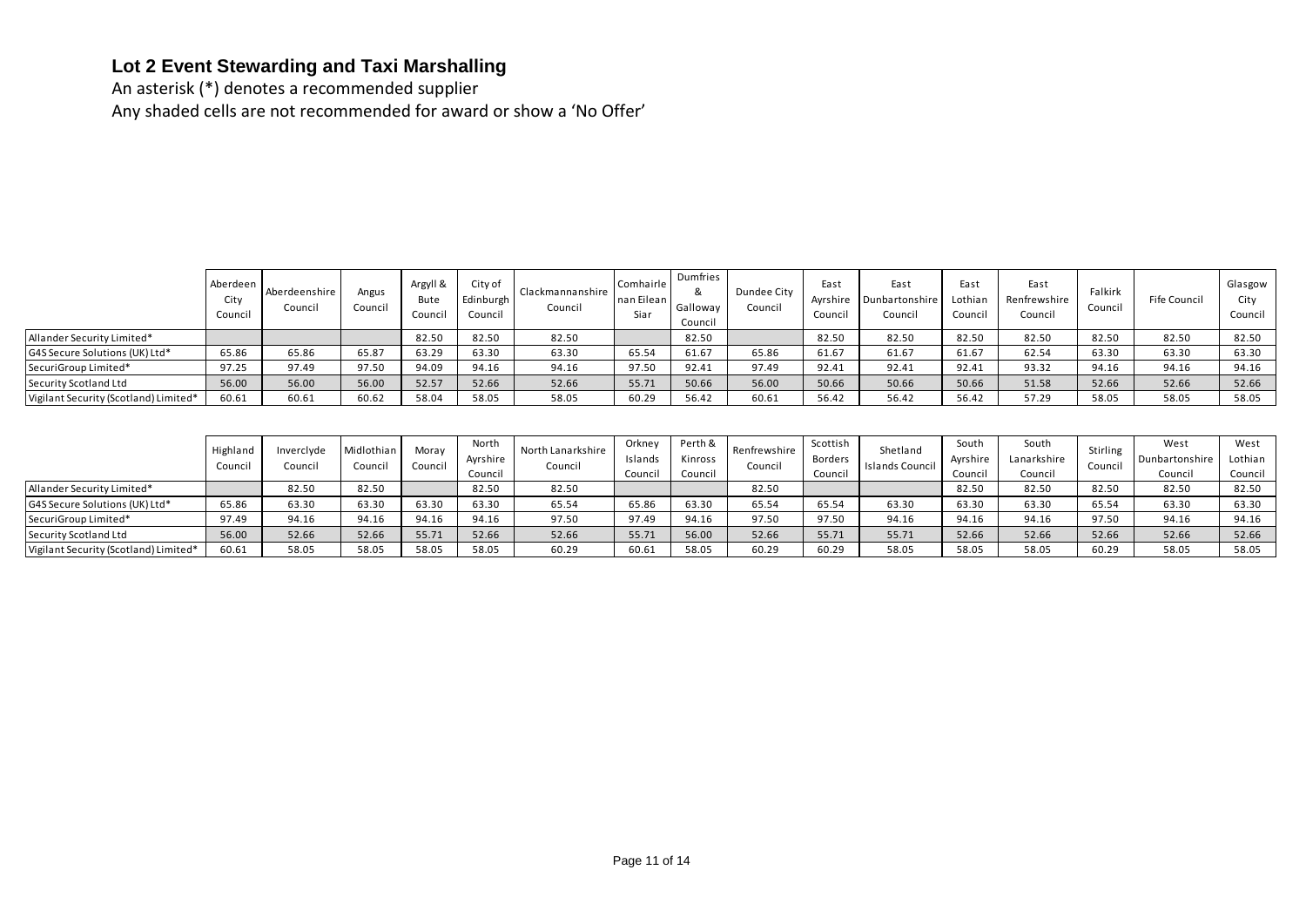## Lot 2 Event Stewarding and Taxi Marshalling

An asterisk (*) denotes a recommended supplier
Any shaded cells are not recommended for award or show a 'No Offer'

| | Aberdeen City Council | Aberdeenshire Council | Angus Council | Argyll & Bute Council | City of Edinburgh Council | Clackmannanshire Council | Comhairle nan Eilean Siar | Dumfries & Galloway Council | Dundee City Council | East Ayrshire Council | East Dunbartonshire Council | East Lothian Council | East Renfrewshire Council | Falkirk Council | Fife Council | Glasgow City Council |
|---|---|---|---|---|---|---|---|---|---|---|---|---|---|---|---|---|
| Allander Security Limited* | | | | 82.50 | 82.50 | 82.50 | | 82.50 | | 82.50 | 82.50 | 82.50 | 82.50 | 82.50 | 82.50 | 82.50 |
| G4S Secure Solutions (UK) Ltd* | 65.86 | 65.86 | 65.87 | 63.29 | 63.30 | 63.30 | 65.54 | 61.67 | 65.86 | 61.67 | 61.67 | 61.67 | 62.54 | 63.30 | 63.30 | 63.30 |
| SecuriGroup Limited* | 97.25 | 97.49 | 97.50 | 94.09 | 94.16 | 94.16 | 97.50 | 92.41 | 97.49 | 92.41 | 92.41 | 92.41 | 93.32 | 94.16 | 94.16 | 94.16 |
| Security Scotland Ltd | 56.00 | 56.00 | 56.00 | 52.57 | 52.66 | 52.66 | 55.71 | 50.66 | 56.00 | 50.66 | 50.66 | 50.66 | 51.58 | 52.66 | 52.66 | 52.66 |
| Vigilant Security (Scotland) Limited* | 60.61 | 60.61 | 60.62 | 58.04 | 58.05 | 58.05 | 60.29 | 56.42 | 60.61 | 56.42 | 56.42 | 56.42 | 57.29 | 58.05 | 58.05 | 58.05 |

| | Highland Council | Inverclyde Council | Midlothian Council | Moray Council | North Ayrshire Council | North Lanarkshire Council | Orkney Islands Council | Perth & Kinross Council | Renfrewshire Council | Scottish Borders Council | Shetland Islands Council | South Ayrshire Council | South Lanarkshire Council | Stirling Council | West Dunbartonshire Council | West Lothian Council |
|---|---|---|---|---|---|---|---|---|---|---|---|---|---|---|---|---|
| Allander Security Limited* | | 82.50 | 82.50 | | 82.50 | 82.50 | | | 82.50 | | | 82.50 | 82.50 | 82.50 | 82.50 | 82.50 |
| G4S Secure Solutions (UK) Ltd* | 65.86 | 63.30 | 63.30 | 63.30 | 63.30 | 65.54 | 65.86 | 63.30 | 65.54 | 65.54 | 63.30 | 63.30 | 63.30 | 65.54 | 63.30 | 63.30 |
| SecuriGroup Limited* | 97.49 | 94.16 | 94.16 | 94.16 | 94.16 | 97.50 | 97.49 | 94.16 | 97.50 | 97.50 | 94.16 | 94.16 | 94.16 | 97.50 | 94.16 | 94.16 |
| Security Scotland Ltd | 56.00 | 52.66 | 52.66 | 55.71 | 52.66 | 52.66 | 55.71 | 56.00 | 52.66 | 55.71 | 55.71 | 52.66 | 52.66 | 52.66 | 52.66 | 52.66 |
| Vigilant Security (Scotland) Limited* | 60.61 | 58.05 | 58.05 | 58.05 | 58.05 | 60.29 | 60.61 | 58.05 | 60.29 | 60.29 | 58.05 | 58.05 | 58.05 | 60.29 | 58.05 | 58.05 |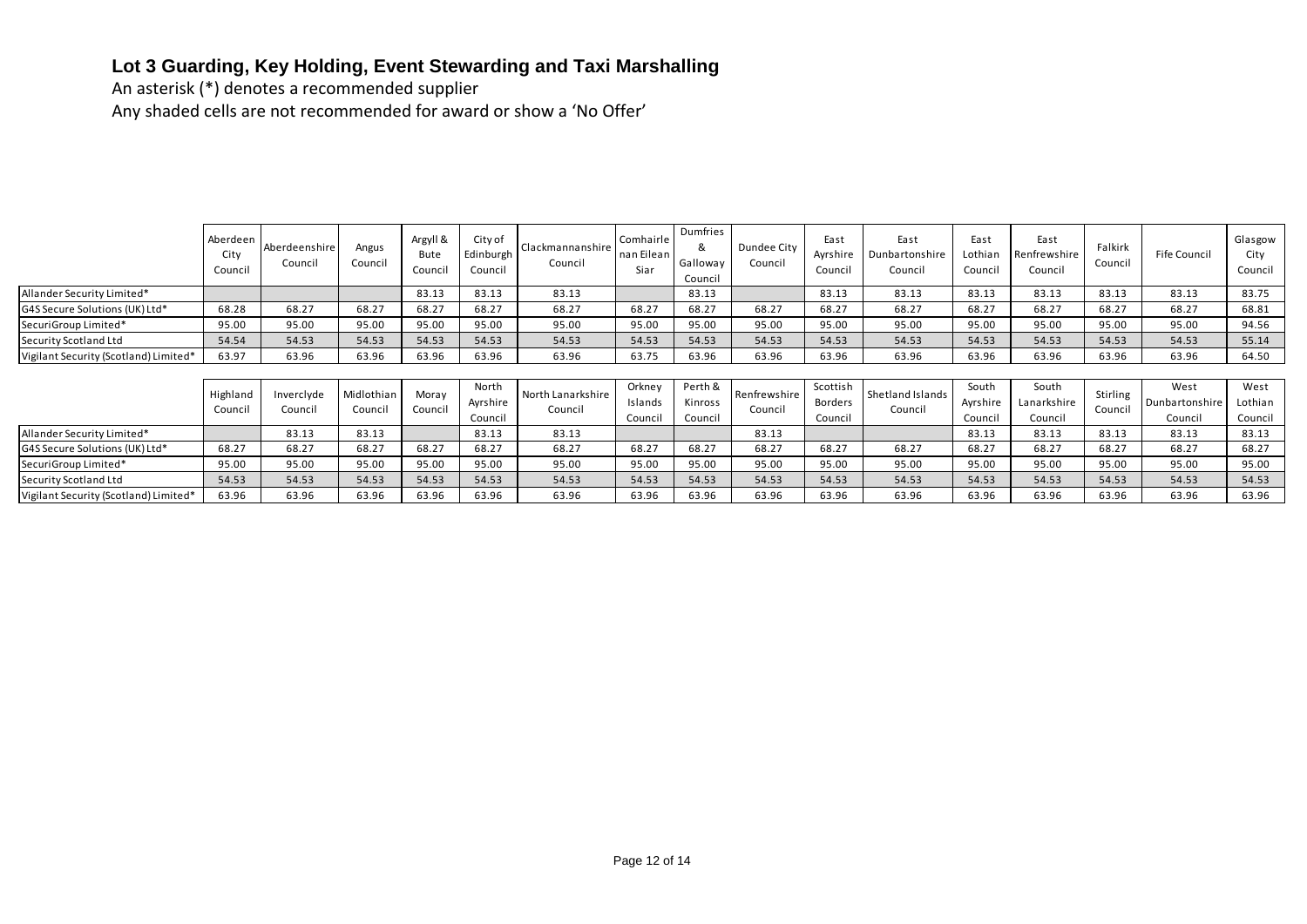## Lot 3 Guarding, Key Holding, Event Stewarding and Taxi Marshalling

An asterisk (*) denotes a recommended supplier

Any shaded cells are not recommended for award or show a 'No Offer'

| | Aberdeen City Council | Aberdeenshire Council | Angus Council | Argyll & Bute Council | City of Edinburgh Council | Clackmannanshire Council | Comhairle nan Eilean Siar | Dumfries & Galloway Council | Dundee City Council | East Ayrshire Council | East Dunbartonshire Council | East Lothian Council | East Renfrewshire Council | Falkirk Council | Fife Council | Glasgow City Council |
|---|---|---|---|---|---|---|---|---|---|---|---|---|---|---|---|---|
| Allander Security Limited* | | | | 83.13 | 83.13 | 83.13 | | 83.13 | | 83.13 | 83.13 | 83.13 | 83.13 | 83.13 | 83.13 | 83.75 |
| G4S Secure Solutions (UK) Ltd* | 68.28 | 68.27 | 68.27 | 68.27 | 68.27 | 68.27 | 68.27 | 68.27 | 68.27 | 68.27 | 68.27 | 68.27 | 68.27 | 68.27 | 68.27 | 68.81 |
| SecuriGroup Limited* | 95.00 | 95.00 | 95.00 | 95.00 | 95.00 | 95.00 | 95.00 | 95.00 | 95.00 | 95.00 | 95.00 | 95.00 | 95.00 | 95.00 | 95.00 | 94.56 |
| Security Scotland Ltd | 54.54 | 54.53 | 54.53 | 54.53 | 54.53 | 54.53 | 54.53 | 54.53 | 54.53 | 54.53 | 54.53 | 54.53 | 54.53 | 54.53 | 54.53 | 55.14 |
| Vigilant Security (Scotland) Limited* | 63.97 | 63.96 | 63.96 | 63.96 | 63.96 | 63.96 | 63.75 | 63.96 | 63.96 | 63.96 | 63.96 | 63.96 | 63.96 | 63.96 | 63.96 | 64.50 |

| | Highland Council | Inverclyde Council | Midlothian Council | Moray Council | North Ayrshire Council | North Lanarkshire Council | Orkney Islands Council | Perth & Kinross Council | Renfrewshire Council | Scottish Borders Council | Shetland Islands Council | South Ayrshire Council | South Lanarkshire Council | Stirling Council | West Dunbartonshire Council | West Lothian Council |
|---|---|---|---|---|---|---|---|---|---|---|---|---|---|---|---|---|
| Allander Security Limited* | | 83.13 | 83.13 | | 83.13 | 83.13 | | | 83.13 | | | 83.13 | 83.13 | 83.13 | 83.13 | 83.13 |
| G4S Secure Solutions (UK) Ltd* | 68.27 | 68.27 | 68.27 | 68.27 | 68.27 | 68.27 | 68.27 | 68.27 | 68.27 | 68.27 | 68.27 | 68.27 | 68.27 | 68.27 | 68.27 | 68.27 |
| SecuriGroup Limited* | 95.00 | 95.00 | 95.00 | 95.00 | 95.00 | 95.00 | 95.00 | 95.00 | 95.00 | 95.00 | 95.00 | 95.00 | 95.00 | 95.00 | 95.00 | 95.00 |
| Security Scotland Ltd | 54.53 | 54.53 | 54.53 | 54.53 | 54.53 | 54.53 | 54.53 | 54.53 | 54.53 | 54.53 | 54.53 | 54.53 | 54.53 | 54.53 | 54.53 | 54.53 |
| Vigilant Security (Scotland) Limited* | 63.96 | 63.96 | 63.96 | 63.96 | 63.96 | 63.96 | 63.96 | 63.96 | 63.96 | 63.96 | 63.96 | 63.96 | 63.96 | 63.96 | 63.96 | 63.96 |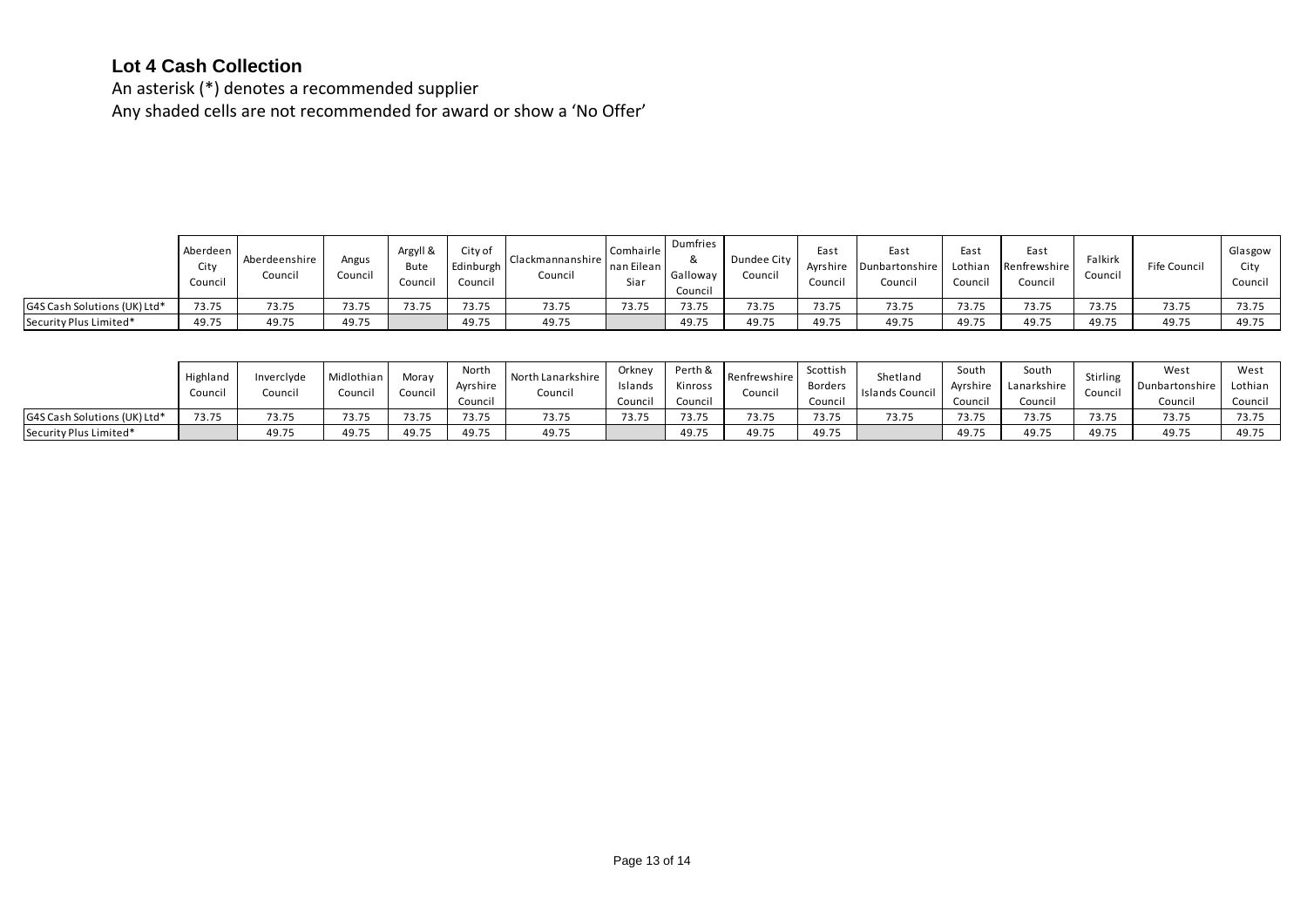# Lot 4 Cash Collection

An asterisk (*) denotes a recommended supplier

Any shaded cells are not recommended for award or show a 'No Offer'

| | Aberdeen City Council | Aberdeenshire Council | Angus Council | Argyll & Bute Council | City of Edinburgh Council | Clackmannanshire Council | Comhairle nan Eilean Siar | Dumfries & Galloway Council | Dundee City Council | East Ayrshire Council | East Dunbartonshire Council | East Lothian Council | East Renfrewshire Council | Falkirk Council | Fife Council | Glasgow City Council |
|---|---|---|---|---|---|---|---|---|---|---|---|---|---|---|---|---|
| G4S Cash Solutions (UK) Ltd* | 73.75 | 73.75 | 73.75 | 73.75 | 73.75 | 73.75 | 73.75 | 73.75 | 73.75 | 73.75 | 73.75 | 73.75 | 73.75 | 73.75 | 73.75 | 73.75 |
| Security Plus Limited* | 49.75 | 49.75 | 49.75 | | 49.75 | 49.75 | | 49.75 | 49.75 | 49.75 | 49.75 | 49.75 | 49.75 | 49.75 | 49.75 | 49.75 |

| | Highland Council | Inverclyde Council | Midlothian Council | Moray Council | North Ayrshire Council | North Lanarkshire Council | Orkney Islands Council | Perth & Kinross Council | Renfrewshire Council | Scottish Borders Council | Shetland Islands Council | South Ayrshire Council | South Lanarkshire Council | Stirling Council | West Dunbartonshire Council | West Lothian Council |
|---|---|---|---|---|---|---|---|---|---|---|---|---|---|---|---|---|
| G4S Cash Solutions (UK) Ltd* | 73.75 | 73.75 | 73.75 | 73.75 | 73.75 | 73.75 | 73.75 | 73.75 | 73.75 | 73.75 | 73.75 | 73.75 | 73.75 | 73.75 | 73.75 | 73.75 |
| Security Plus Limited* | | 49.75 | 49.75 | 49.75 | 49.75 | 49.75 | | 49.75 | 49.75 | 49.75 | | 49.75 | 49.75 | 49.75 | 49.75 | 49.75 |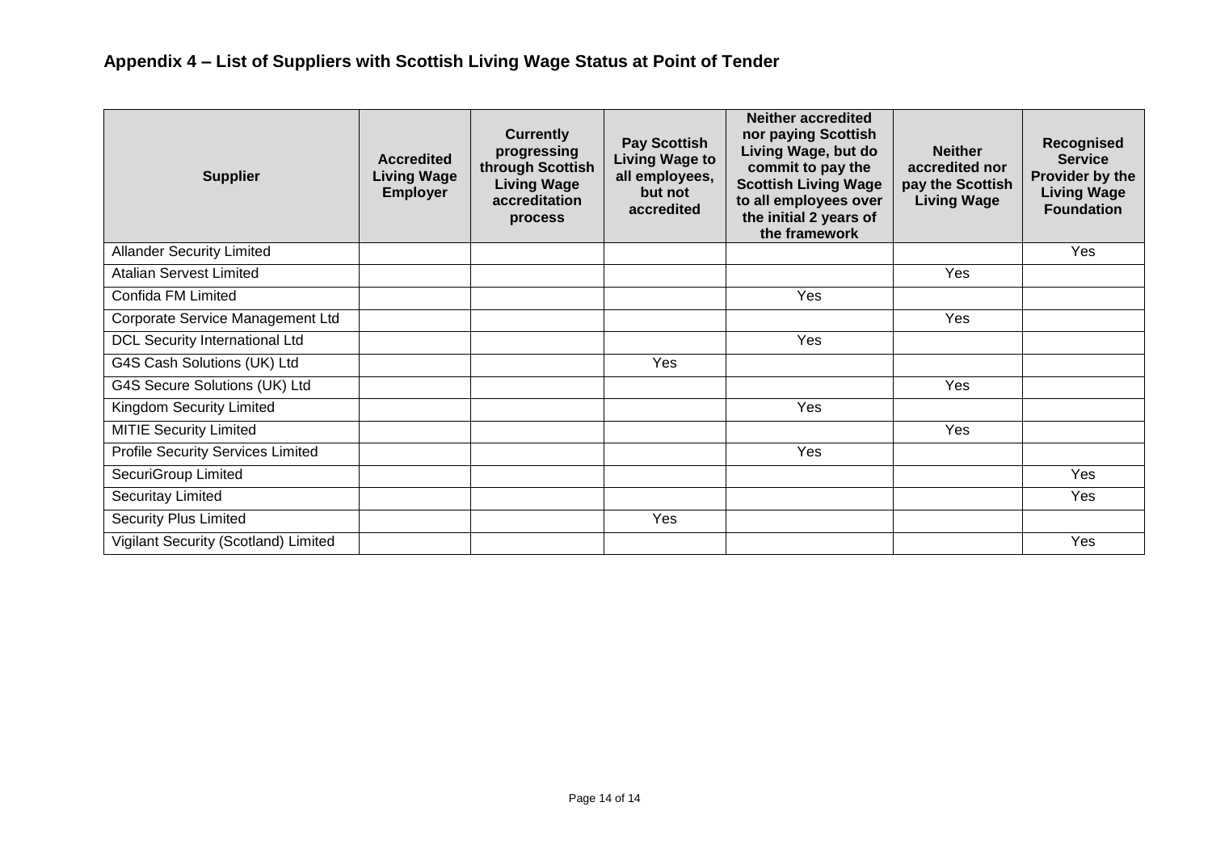## Appendix 4 – List of Suppliers with Scottish Living Wage Status at Point of Tender

| Supplier | Accredited Living Wage Employer | Currently progressing through Scottish Living Wage accreditation process | Pay Scottish Living Wage to all employees, but not accredited | Neither accredited nor paying Scottish Living Wage, but do commit to pay the Scottish Living Wage to all employees over the initial 2 years of the framework | Neither accredited nor pay the Scottish Living Wage | Recognised Service Provider by the Living Wage Foundation |
|---|---|---|---|---|---|---|
| Allander Security Limited | | | | | | Yes |
| Atalian Servest Limited | | | | | Yes | |
| Confida FM Limited | | | | Yes | | |
| Corporate Service Management Ltd | | | | | Yes | |
| DCL Security International Ltd | | | | Yes | | |
| G4S Cash Solutions (UK) Ltd | | | Yes | | | |
| G4S Secure Solutions (UK) Ltd | | | | | Yes | |
| Kingdom Security Limited | | | | Yes | | |
| MITIE Security Limited | | | | | Yes | |
| Profile Security Services Limited | | | | Yes | | |
| SecuriGroup Limited | | | | | | Yes |
| Securitay Limited | | | | | | Yes |
| Security Plus Limited | | | Yes | | | |
| Vigilant Security (Scotland) Limited | | | | | | Yes |